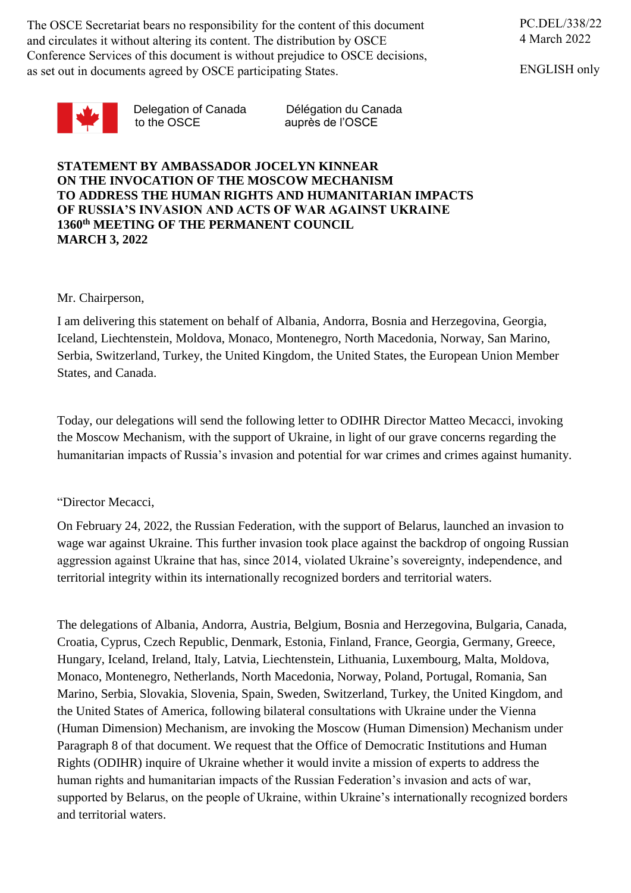The OSCE Secretariat bears no responsibility for the content of this document and circulates it without altering its content. The distribution by OSCE Conference Services of this document is without prejudice to OSCE decisions, as set out in documents agreed by OSCE participating States.

PC.DEL/338/22
4 March 2022

ENGLISH only

Delegation of Canada to the OSCE | Délégation du Canada auprès de l'OSCE

**STATEMENT BY AMBASSADOR JOCELYN KINNEAR ON THE INVOCATION OF THE MOSCOW MECHANISM TO ADDRESS THE HUMAN RIGHTS AND HUMANITARIAN IMPACTS OF RUSSIA'S INVASION AND ACTS OF WAR AGAINST UKRAINE 1360th MEETING OF THE PERMANENT COUNCIL MARCH 3, 2022**

Mr. Chairperson,

I am delivering this statement on behalf of Albania, Andorra, Bosnia and Herzegovina, Georgia, Iceland, Liechtenstein, Moldova, Monaco, Montenegro, North Macedonia, Norway, San Marino, Serbia, Switzerland, Turkey, the United Kingdom, the United States, the European Union Member States, and Canada.

Today, our delegations will send the following letter to ODIHR Director Matteo Mecacci, invoking the Moscow Mechanism, with the support of Ukraine, in light of our grave concerns regarding the humanitarian impacts of Russia's invasion and potential for war crimes and crimes against humanity.

"Director Mecacci,

On February 24, 2022, the Russian Federation, with the support of Belarus, launched an invasion to wage war against Ukraine. This further invasion took place against the backdrop of ongoing Russian aggression against Ukraine that has, since 2014, violated Ukraine's sovereignty, independence, and territorial integrity within its internationally recognized borders and territorial waters.

The delegations of Albania, Andorra, Austria, Belgium, Bosnia and Herzegovina, Bulgaria, Canada, Croatia, Cyprus, Czech Republic, Denmark, Estonia, Finland, France, Georgia, Germany, Greece, Hungary, Iceland, Ireland, Italy, Latvia, Liechtenstein, Lithuania, Luxembourg, Malta, Moldova, Monaco, Montenegro, Netherlands, North Macedonia, Norway, Poland, Portugal, Romania, San Marino, Serbia, Slovakia, Slovenia, Spain, Sweden, Switzerland, Turkey, the United Kingdom, and the United States of America, following bilateral consultations with Ukraine under the Vienna (Human Dimension) Mechanism, are invoking the Moscow (Human Dimension) Mechanism under Paragraph 8 of that document. We request that the Office of Democratic Institutions and Human Rights (ODIHR) inquire of Ukraine whether it would invite a mission of experts to address the human rights and humanitarian impacts of the Russian Federation's invasion and acts of war, supported by Belarus, on the people of Ukraine, within Ukraine's internationally recognized borders and territorial waters.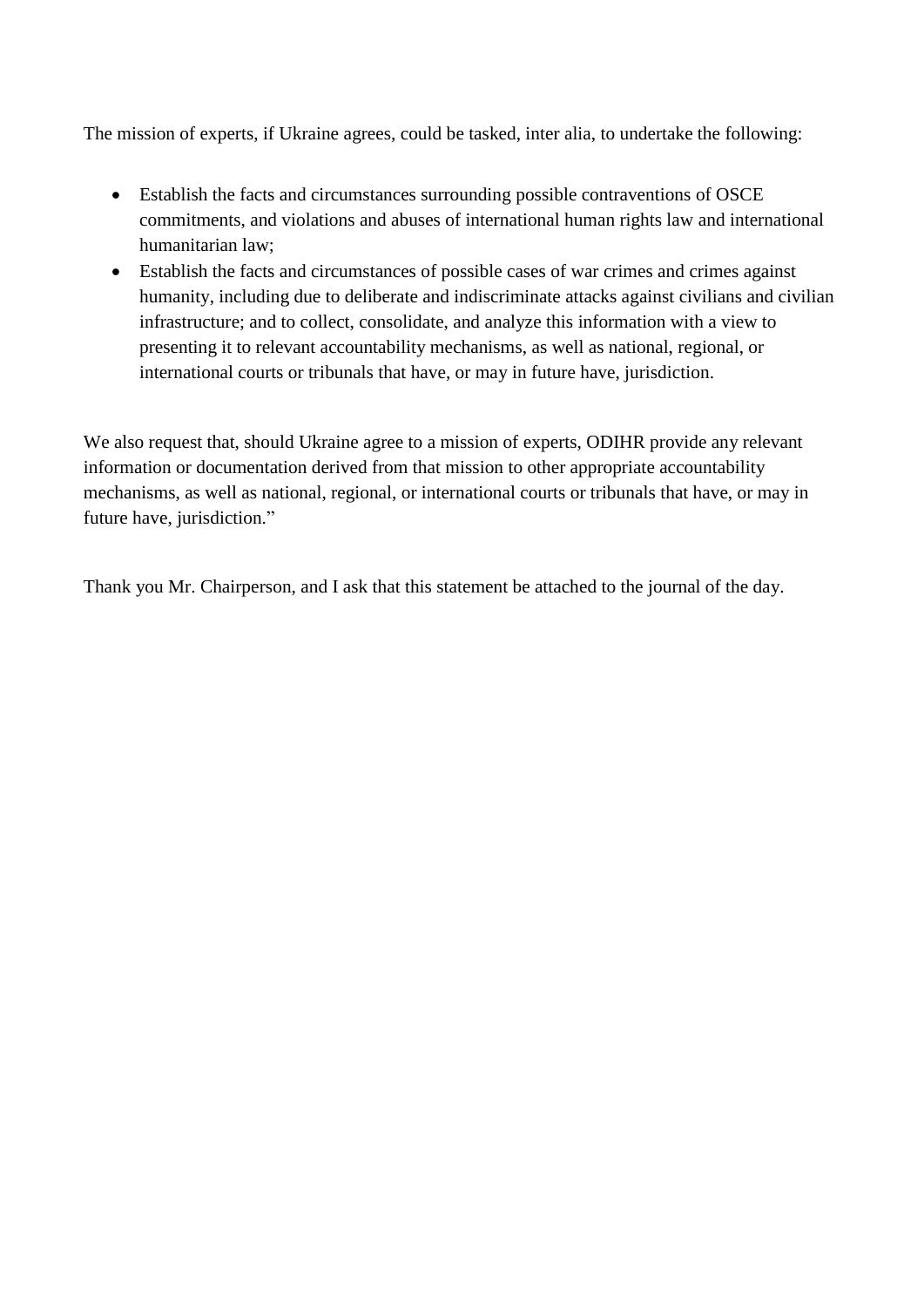The mission of experts, if Ukraine agrees, could be tasked, inter alia, to undertake the following:

- Establish the facts and circumstances surrounding possible contraventions of OSCE commitments, and violations and abuses of international human rights law and international humanitarian law;
- Establish the facts and circumstances of possible cases of war crimes and crimes against humanity, including due to deliberate and indiscriminate attacks against civilians and civilian infrastructure; and to collect, consolidate, and analyze this information with a view to presenting it to relevant accountability mechanisms, as well as national, regional, or international courts or tribunals that have, or may in future have, jurisdiction.

We also request that, should Ukraine agree to a mission of experts, ODIHR provide any relevant information or documentation derived from that mission to other appropriate accountability mechanisms, as well as national, regional, or international courts or tribunals that have, or may in future have, jurisdiction."

Thank you Mr. Chairperson, and I ask that this statement be attached to the journal of the day.